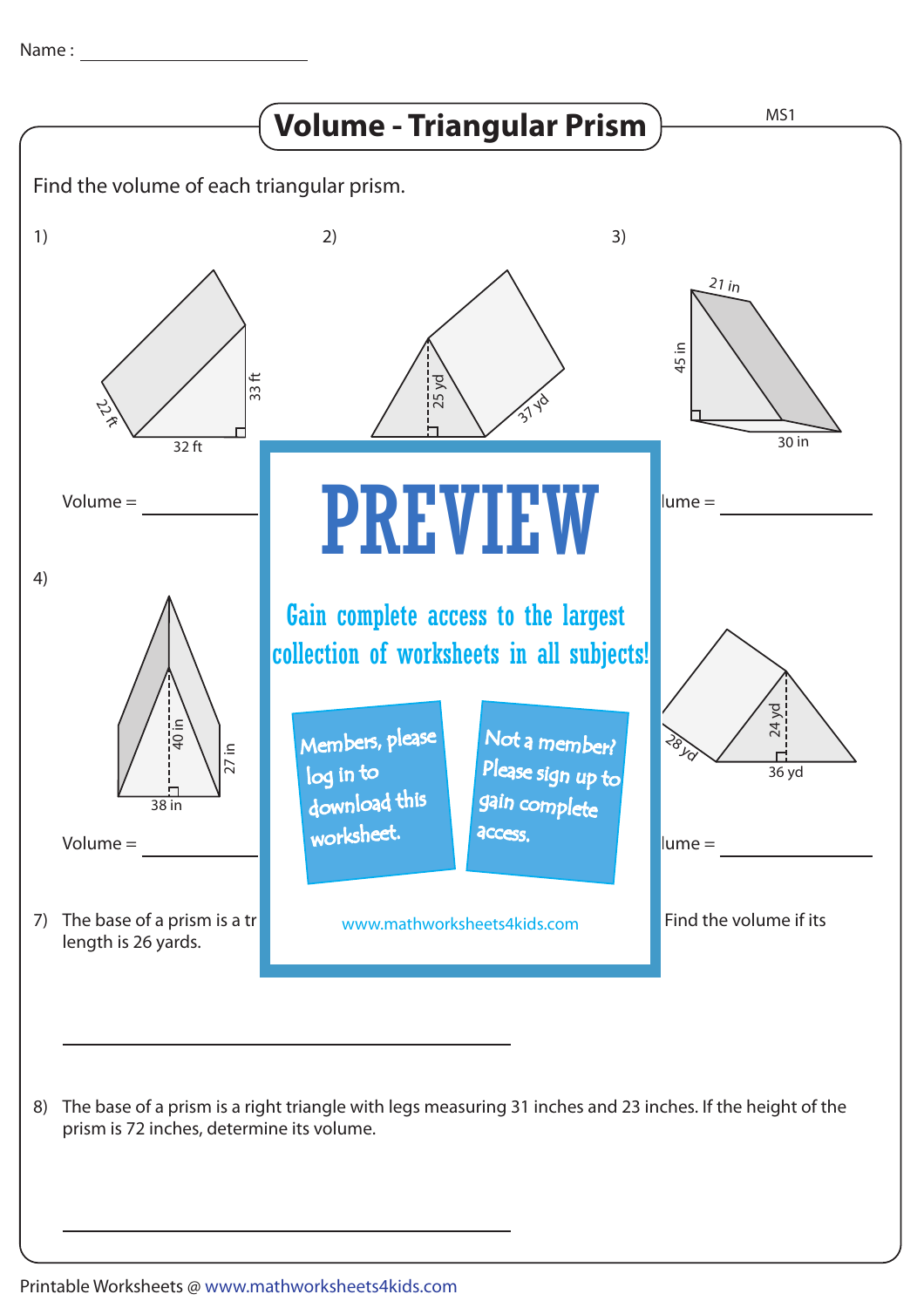Name : ______________________

# Volume - Triangular Prism

MS1

Find the volume of each triangular prism.

1) 22 ft, 33 ft, 32 ft

Volume = ____________

2) 25 yd, 37 yd

3) 21 in, 45 in, 30 in

Volume = ____________

4) 40 in, 27 in, 38 in

Volume = ____________

5)

6) 24 yd, 28 yd, 36 yd

Volume = ____________

PREVIEW

Gain complete access to the largest collection of worksheets in all subjects!

Members, please log in to download this worksheet.

Not a member? Please sign up to gain complete access.

www.mathworksheets4kids.com

7) The base of a prism is a tr length is 26 yards.

Find the volume if its

______________________________

8) The base of a prism is a right triangle with legs measuring 31 inches and 23 inches. If the height of the prism is 72 inches, determine its volume.

______________________________

Printable Worksheets @ www.mathworksheets4kids.com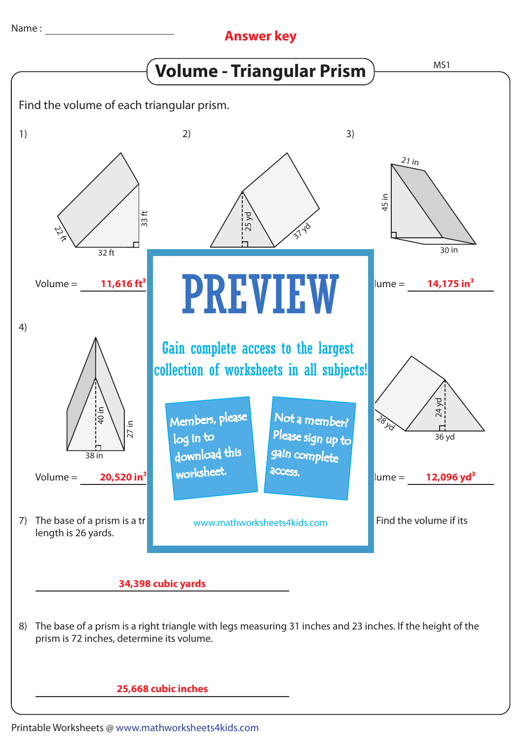Name : ________________ **Answer key**

# Volume - Triangular Prism

MS1

Find the volume of each triangular prism.

1)

22 ft
33 ft
32 ft

Volume = **11,616 ft$^3$**

2)

25 yd
37 yd

3)

21 in
45 in
30 in

Volume = **14,175 in$^3$**

4)

40 in
27 in
38 in

Volume = **20,520 in$^3$**

6)

28 yd
24 yd
36 yd

Volume = **12,096 yd$^3$**

PREVIEW

Gain complete access to the largest collection of worksheets in all subjects!

Members, please log in to download this worksheet.

Not a member? Please sign up to gain complete access.

www.mathworksheets4kids.com

7) The base of a prism is a tr ... Find the volume if its length is 26 yards.

**34,398 cubic yards**

8) The base of a prism is a right triangle with legs measuring 31 inches and 23 inches. If the height of the prism is 72 inches, determine its volume.

**25,668 cubic inches**